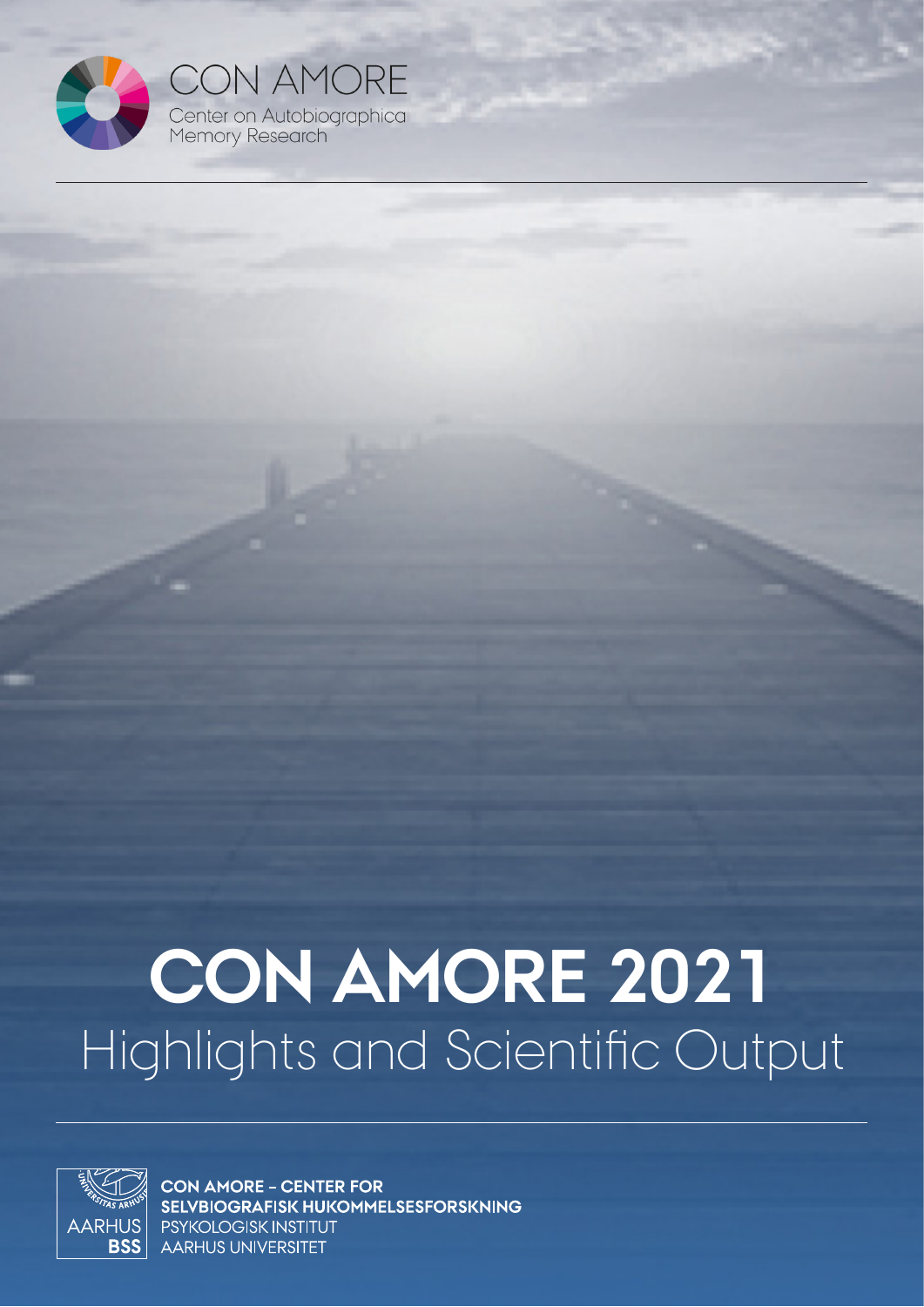CON AMORE

Center on Autobiographical Memory Research

# CON AMORE 2021

## Highlights and Scientific Output

**CON AMORE – CENTER FOR SELVBIOGRAFISK HUKOMMELSESFORSKNING**

PSYKOLOGISK INSTITUT

AARHUS UNIVERSITET

AARHUS BSS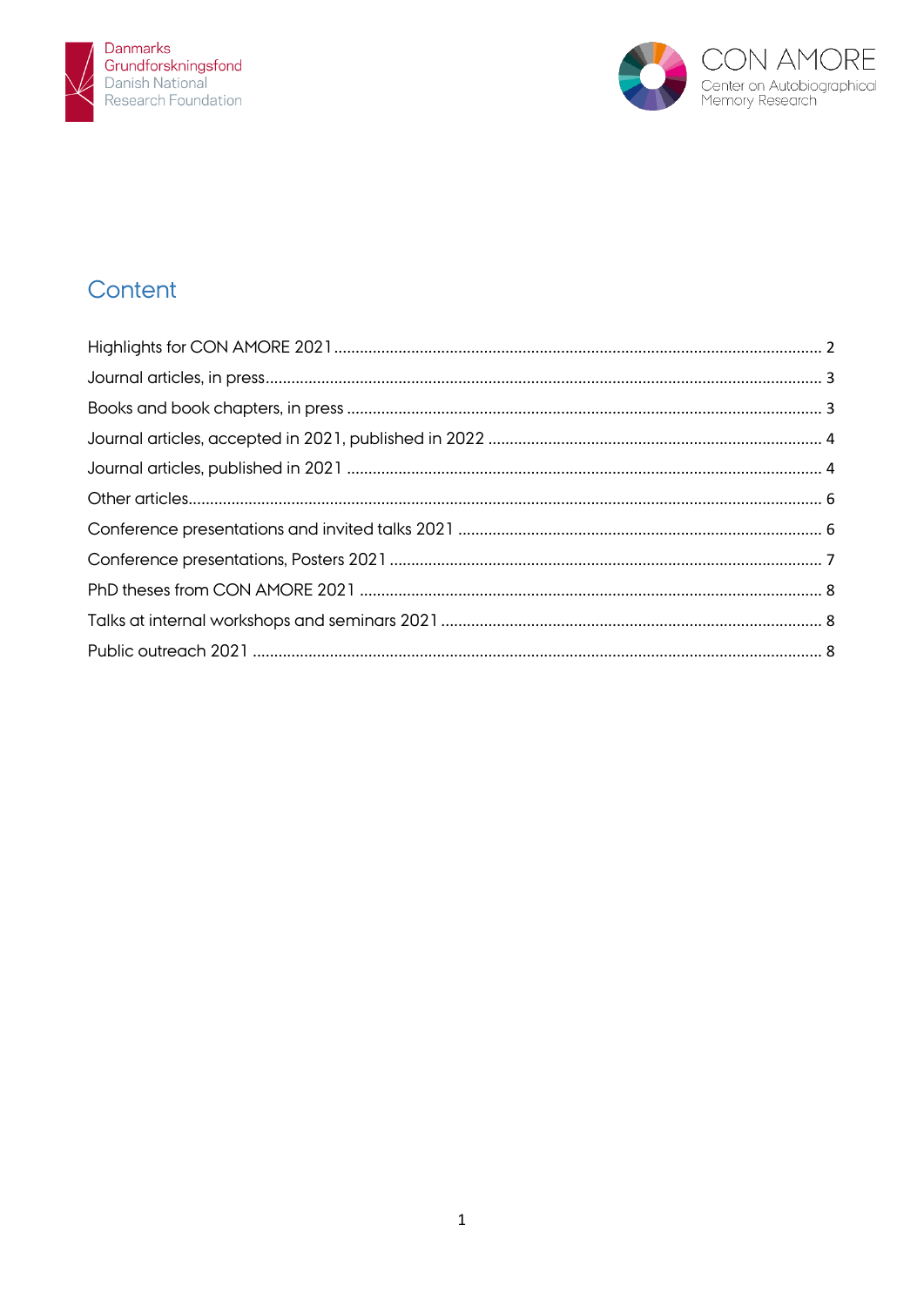# Content

| | |
|---|---|
| Highlights for CON AMORE 2021 | 2 |
| Journal articles, in press | 3 |
| Books and book chapters, in press | 3 |
| Journal articles, accepted in 2021, published in 2022 | 4 |
| Journal articles, published in 2021 | 4 |
| Other articles | 6 |
| Conference presentations and invited talks 2021 | 6 |
| Conference presentations, Posters 2021 | 7 |
| PhD theses from CON AMORE 2021 | 8 |
| Talks at internal workshops and seminars 2021 | 8 |
| Public outreach 2021 | 8 |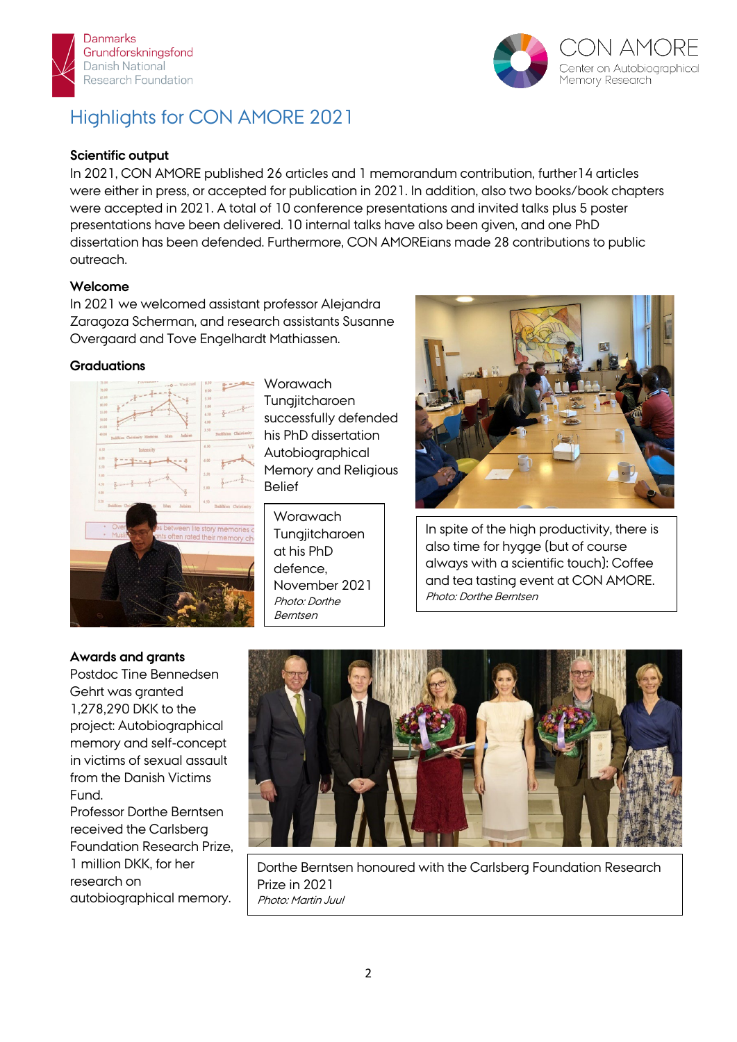# Highlights for CON AMORE 2021

**Scientific output**

In 2021, CON AMORE published 26 articles and 1 memorandum contribution, further14 articles were either in press, or accepted for publication in 2021. In addition, also two books/book chapters were accepted in 2021. A total of 10 conference presentations and invited talks plus 5 poster presentations have been delivered. 10 internal talks have also been given, and one PhD dissertation has been defended. Furthermore, CON AMOREians made 28 contributions to public outreach.

**Welcome**

In 2021 we welcomed assistant professor Alejandra Zaragoza Scherman, and research assistants Susanne Overgaard and Tove Engelhardt Mathiassen.

**Graduations**

Worawach Tungjitcharoen successfully defended his PhD dissertation Autobiographical Memory and Religious Belief

Worawach Tungjitcharoen at his PhD defence, November 2021
*Photo: Dorthe Berntsen*

In spite of the high productivity, there is also time for hygge (but of course always with a scientific touch): Coffee and tea tasting event at CON AMORE.
*Photo: Dorthe Berntsen*

**Awards and grants**

Postdoc Tine Bennedsen Gehrt was granted 1,278,290 DKK to the project: Autobiographical memory and self-concept in victims of sexual assault from the Danish Victims Fund.

Professor Dorthe Berntsen received the Carlsberg Foundation Research Prize, 1 million DKK, for her research on autobiographical memory.

Dorthe Berntsen honoured with the Carlsberg Foundation Research Prize in 2021
*Photo: Martin Juul*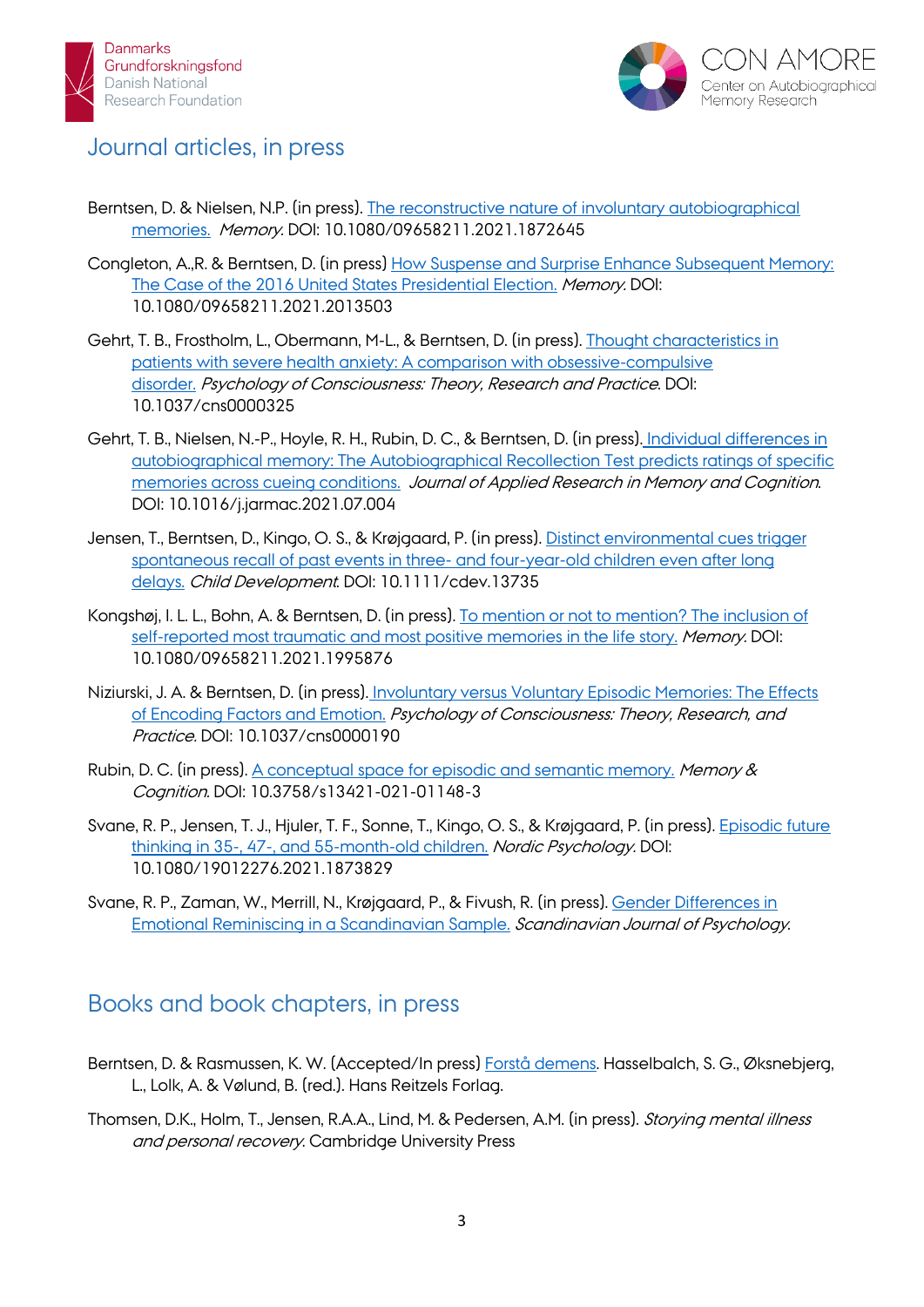## Journal articles, in press

Berntsen, D. & Nielsen, N.P. (in press). [The reconstructive nature of involuntary autobiographical memories.] *Memory.* DOI: 10.1080/09658211.2021.1872645

Congleton, A.,R. & Berntsen, D. (in press) [How Suspense and Surprise Enhance Subsequent Memory: The Case of the 2016 United States Presidential Election.] *Memory.* DOI: 10.1080/09658211.2021.2013503

Gehrt, T. B., Frostholm, L., Obermann, M-L., & Berntsen, D. (in press). [Thought characteristics in patients with severe health anxiety: A comparison with obsessive-compulsive disorder.] *Psychology of Consciousness: Theory, Research and Practice.* DOI: 10.1037/cns0000325

Gehrt, T. B., Nielsen, N.-P., Hoyle, R. H., Rubin, D. C., & Berntsen, D. (in press). [Individual differences in autobiographical memory: The Autobiographical Recollection Test predicts ratings of specific memories across cueing conditions.] *Journal of Applied Research in Memory and Cognition.* DOI: 10.1016/j.jarmac.2021.07.004

Jensen, T., Berntsen, D., Kingo, O. S., & Krøjgaard, P. (in press). [Distinct environmental cues trigger spontaneous recall of past events in three- and four-year-old children even after long delays.] *Child Development.* DOI: 10.1111/cdev.13735

Kongshøj, I. L. L., Bohn, A. & Berntsen, D. (in press). [To mention or not to mention? The inclusion of self-reported most traumatic and most positive memories in the life story.] *Memory.* DOI: 10.1080/09658211.2021.1995876

Niziurski, J. A. & Berntsen, D. (in press). [Involuntary versus Voluntary Episodic Memories: The Effects of Encoding Factors and Emotion.] *Psychology of Consciousness: Theory, Research, and Practice.* DOI: 10.1037/cns0000190

Rubin, D. C. (in press). [A conceptual space for episodic and semantic memory.] *Memory & Cognition.* DOI: 10.3758/s13421-021-01148-3

Svane, R. P., Jensen, T. J., Hjuler, T. F., Sonne, T., Kingo, O. S., & Krøjgaard, P. (in press). [Episodic future thinking in 35-, 47-, and 55-month-old children.] *Nordic Psychology.* DOI: 10.1080/19012276.2021.1873829

Svane, R. P., Zaman, W., Merrill, N., Krøjgaard, P., & Fivush, R. (in press). [Gender Differences in Emotional Reminiscing in a Scandinavian Sample.] *Scandinavian Journal of Psychology.*

## Books and book chapters, in press

Berntsen, D. & Rasmussen, K. W. (Accepted/In press) [Forstå demens]. Hasselbalch, S. G., Øksnebjerg, L., Lolk, A. & Vølund, B. (red.). Hans Reitzels Forlag.

Thomsen, D.K., Holm, T., Jensen, R.A.A., Lind, M. & Pedersen, A.M. (in press). *Storying mental illness and personal recovery.* Cambridge University Press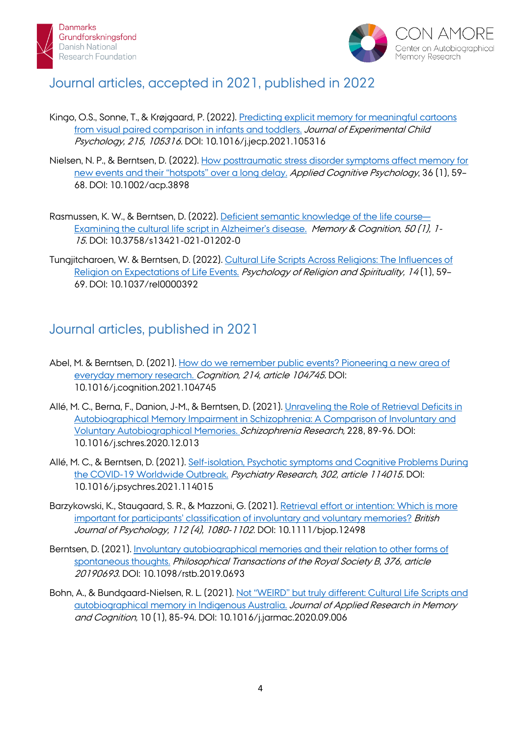## Journal articles, accepted in 2021, published in 2022

Kingo, O.S., Sonne, T., & Krøjgaard, P. (2022). [Predicting explicit memory for meaningful cartoons from visual paired comparison in infants and toddlers.]() *Journal of Experimental Child Psychology, 215, 105316.* DOI: 10.1016/j.jecp.2021.105316

Nielsen, N. P., & Berntsen, D. (2022). [How posttraumatic stress disorder symptoms affect memory for new events and their "hotspots" over a long delay.]() *Applied Cognitive Psychology*, 36 (1), 59–68. DOI: 10.1002/acp.3898

Rasmussen, K. W., & Berntsen, D. (2022). [Deficient semantic knowledge of the life course—Examining the cultural life script in Alzheimer's disease.]() *Memory & Cognition, 50 (1), 1-15.* DOI: 10.3758/s13421-021-01202-0

Tungjitcharoen, W. & Berntsen, D. (2022). [Cultural Life Scripts Across Religions: The Influences of Religion on Expectations of Life Events.]() *Psychology of Religion and Spirituality, 14* (1), 59–69. DOI: 10.1037/rel0000392

## Journal articles, published in 2021

Abel, M. & Berntsen, D. (2021). [How do we remember public events? Pioneering a new area of everyday memory research.]() *Cognition, 214, article 104745.* DOI: 10.1016/j.cognition.2021.104745

Allé, M. C., Berna, F., Danion, J-M., & Berntsen, D. (2021). [Unraveling the Role of Retrieval Deficits in Autobiographical Memory Impairment in Schizophrenia: A Comparison of Involuntary and Voluntary Autobiographical Memories.]() *Schizophrenia Research,* 228, 89-96. DOI: 10.1016/j.schres.2020.12.013

Allé, M. C., & Berntsen, D. (2021). [Self-isolation, Psychotic symptoms and Cognitive Problems During the COVID-19 Worldwide Outbreak.]() *Psychiatry Research, 302, article 114015.* DOI: 10.1016/j.psychres.2021.114015

Barzykowski, K., Staugaard, S. R., & Mazzoni, G. (2021). [Retrieval effort or intention: Which is more important for participants' classification of involuntary and voluntary memories?]() *British Journal of Psychology, 112 (4), 1080-1102.* DOI: 10.1111/bjop.12498

Berntsen, D. (2021). [Involuntary autobiographical memories and their relation to other forms of spontaneous thoughts.]() *Philosophical Transactions of the Royal Society B, 376, article 20190693.* DOI: 10.1098/rstb.2019.0693

Bohn, A., & Bundgaard-Nielsen, R. L. (2021). [Not "WEIRD" but truly different: Cultural Life Scripts and autobiographical memory in Indigenous Australia.]() *Journal of Applied Research in Memory and Cognition,* 10 (1), 85-94. DOI: 10.1016/j.jarmac.2020.09.006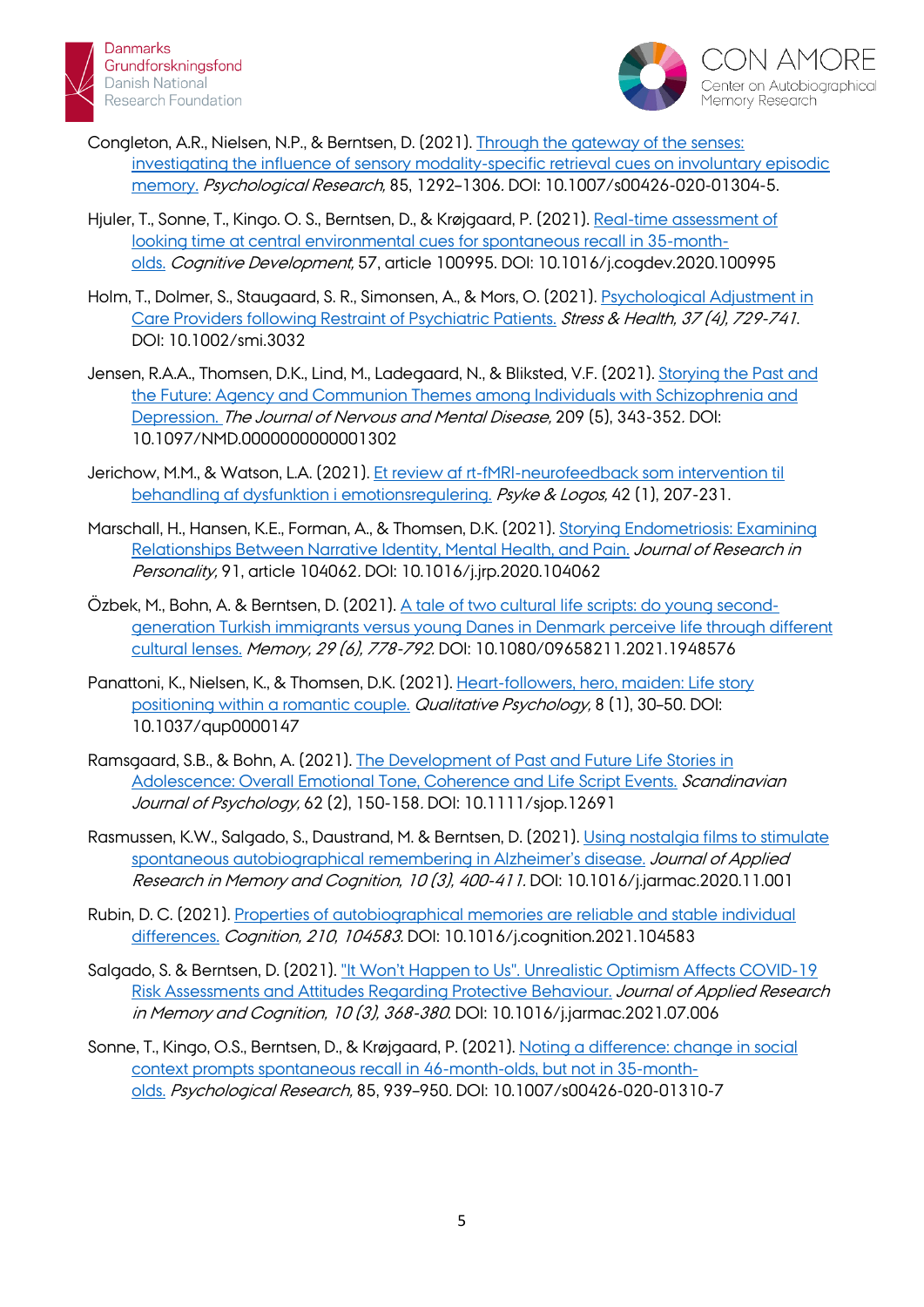Congleton, A.R., Nielsen, N.P., & Berntsen, D. (2021). Through the gateway of the senses: investigating the influence of sensory modality-specific retrieval cues on involuntary episodic memory. *Psychological Research,* 85, 1292–1306. DOI: 10.1007/s00426-020-01304-5.

Hjuler, T., Sonne, T., Kingo. O. S., Berntsen, D., & Krøjgaard, P. (2021). Real-time assessment of looking time at central environmental cues for spontaneous recall in 35-month-olds. *Cognitive Development,* 57, article 100995. DOI: 10.1016/j.cogdev.2020.100995

Holm, T., Dolmer, S., Staugaard, S. R., Simonsen, A., & Mors, O. (2021). Psychological Adjustment in Care Providers following Restraint of Psychiatric Patients. *Stress & Health, 37 (4), 729-741.* DOI: 10.1002/smi.3032

Jensen, R.A.A., Thomsen, D.K., Lind, M., Ladegaard, N., & Bliksted, V.F. (2021). Storying the Past and the Future: Agency and Communion Themes among Individuals with Schizophrenia and Depression. *The Journal of Nervous and Mental Disease,* 209 (5), 343-352. DOI: 10.1097/NMD.0000000000001302

Jerichow, M.M., & Watson, L.A. (2021). Et review af rt-fMRI-neurofeedback som intervention til behandling af dysfunktion i emotionsregulering. *Psyke & Logos,* 42 (1), 207-231.

Marschall, H., Hansen, K.E., Forman, A., & Thomsen, D.K. (2021). Storying Endometriosis: Examining Relationships Between Narrative Identity, Mental Health, and Pain. *Journal of Research in Personality,* 91, article 104062. DOI: 10.1016/j.jrp.2020.104062

Özbek, M., Bohn, A. & Berntsen, D. (2021). A tale of two cultural life scripts: do young second-generation Turkish immigrants versus young Danes in Denmark perceive life through different cultural lenses. *Memory, 29 (6), 778-792.* DOI: 10.1080/09658211.2021.1948576

Panattoni, K., Nielsen, K., & Thomsen, D.K. (2021). Heart-followers, hero, maiden: Life story positioning within a romantic couple. *Qualitative Psychology,* 8 (1), 30–50. DOI: 10.1037/qup0000147

Ramsgaard, S.B., & Bohn, A. (2021). The Development of Past and Future Life Stories in Adolescence: Overall Emotional Tone, Coherence and Life Script Events. *Scandinavian Journal of Psychology,* 62 (2), 150-158. DOI: 10.1111/sjop.12691

Rasmussen, K.W., Salgado, S., Daustrand, M. & Berntsen, D. (2021). Using nostalgia films to stimulate spontaneous autobiographical remembering in Alzheimer's disease. *Journal of Applied Research in Memory and Cognition, 10 (3), 400-411.* DOI: 10.1016/j.jarmac.2020.11.001

Rubin, D. C. (2021). Properties of autobiographical memories are reliable and stable individual differences. *Cognition, 210, 104583.* DOI: 10.1016/j.cognition.2021.104583

Salgado, S. & Berntsen, D. (2021). "It Won't Happen to Us". Unrealistic Optimism Affects COVID-19 Risk Assessments and Attitudes Regarding Protective Behaviour. *Journal of Applied Research in Memory and Cognition, 10 (3), 368-380.* DOI: 10.1016/j.jarmac.2021.07.006

Sonne, T., Kingo, O.S., Berntsen, D., & Krøjgaard, P. (2021). Noting a difference: change in social context prompts spontaneous recall in 46-month-olds, but not in 35-month-olds. *Psychological Research,* 85, 939–950. DOI: 10.1007/s00426-020-01310-7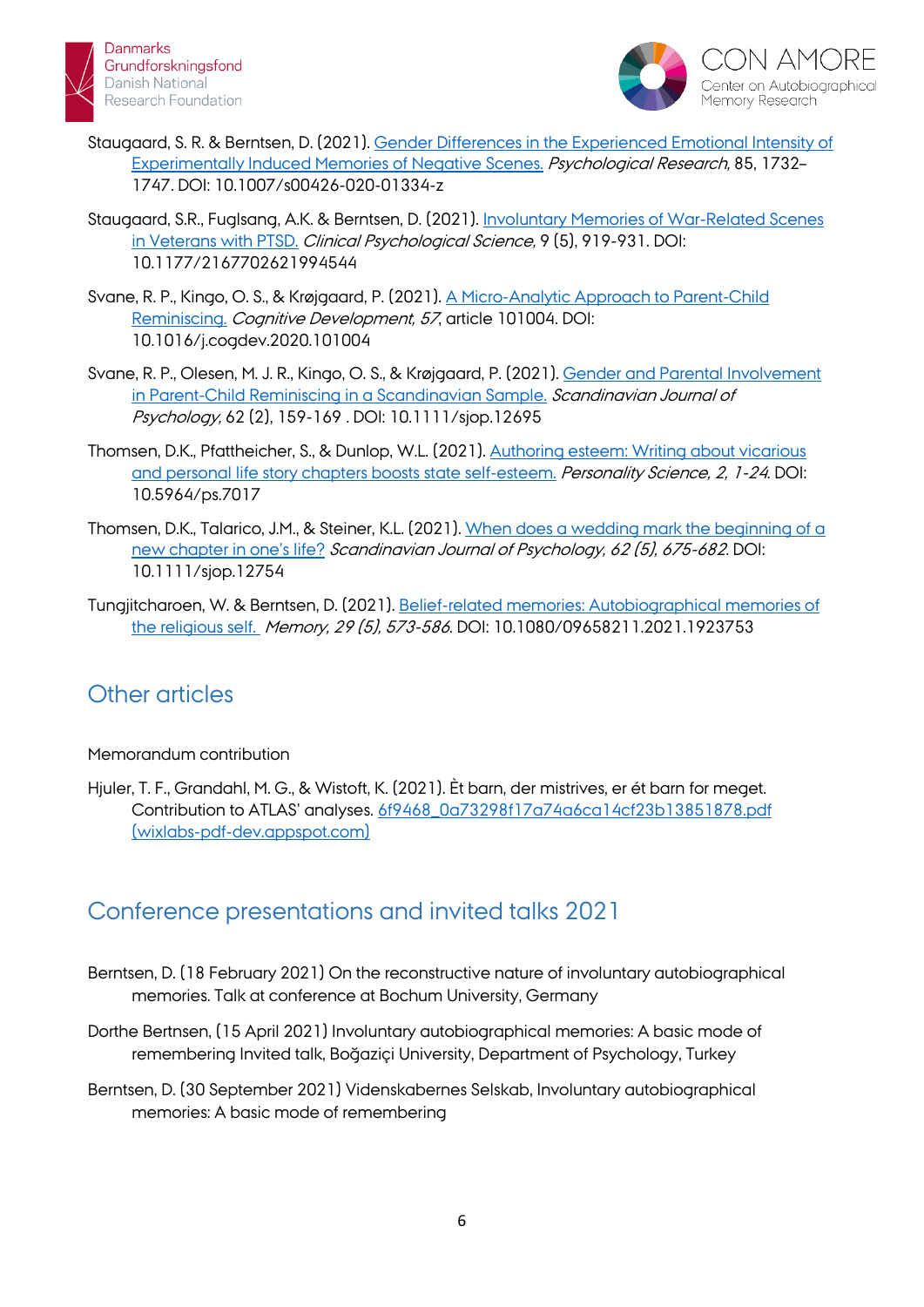Staugaard, S. R. & Berntsen, D. (2021). [Gender Differences in the Experienced Emotional Intensity of Experimentally Induced Memories of Negative Scenes.]() *Psychological Research,* 85, 1732–1747. DOI: 10.1007/s00426-020-01334-z

Staugaard, S.R., Fuglsang, A.K. & Berntsen, D. (2021). [Involuntary Memories of War-Related Scenes in Veterans with PTSD.]() *Clinical Psychological Science,* 9 (5), 919-931. DOI: 10.1177/2167702621994544

Svane, R. P., Kingo, O. S., & Krøjgaard, P. (2021). [A Micro-Analytic Approach to Parent-Child Reminiscing.]() *Cognitive Development, 57*, article 101004. DOI: 10.1016/j.cogdev.2020.101004

Svane, R. P., Olesen, M. J. R., Kingo, O. S., & Krøjgaard, P. (2021). [Gender and Parental Involvement in Parent-Child Reminiscing in a Scandinavian Sample.]() *Scandinavian Journal of Psychology,* 62 (2), 159-169 . DOI: 10.1111/sjop.12695

Thomsen, D.K., Pfattheicher, S., & Dunlop, W.L. (2021). [Authoring esteem: Writing about vicarious and personal life story chapters boosts state self-esteem.]() *Personality Science, 2, 1-24*. DOI: 10.5964/ps.7017

Thomsen, D.K., Talarico, J.M., & Steiner, K.L. (2021). [When does a wedding mark the beginning of a new chapter in one's life?]() *Scandinavian Journal of Psychology, 62 (5), 675-682.* DOI: 10.1111/sjop.12754

Tungjitcharoen, W. & Berntsen, D. (2021). [Belief-related memories: Autobiographical memories of the religious self.]() *Memory, 29 (5), 573-586.* DOI: 10.1080/09658211.2021.1923753

## Other articles

Memorandum contribution

Hjuler, T. F., Grandahl, M. G., & Wistoft, K. (2021). Èt barn, der mistrives, er ét barn for meget. Contribution to ATLAS' analyses. [6f9468_0a73298f17a74a6ca14cf23b13851878.pdf (wixlabs-pdf-dev.appspot.com)]()

## Conference presentations and invited talks 2021

Berntsen, D. (18 February 2021) On the reconstructive nature of involuntary autobiographical memories. Talk at conference at Bochum University, Germany

Dorthe Bertnsen, (15 April 2021) Involuntary autobiographical memories: A basic mode of remembering Invited talk, Boğaziçi University, Department of Psychology, Turkey

Berntsen, D. (30 September 2021) Videnskabernes Selskab, Involuntary autobiographical memories: A basic mode of remembering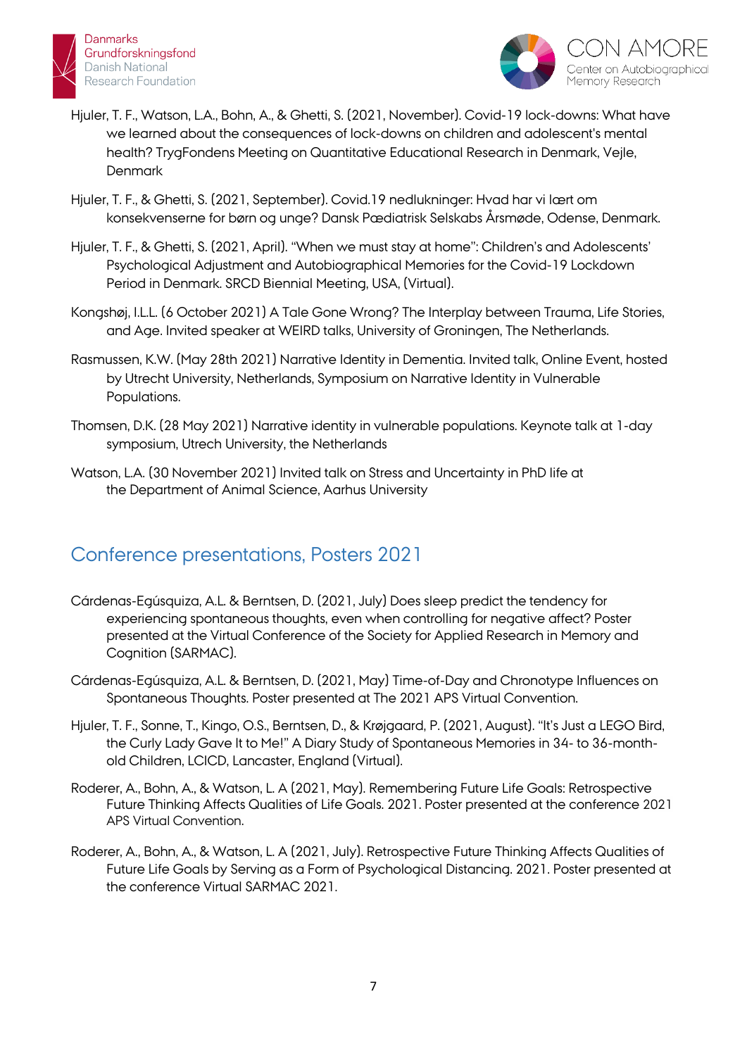Hjuler, T. F., Watson, L.A., Bohn, A., & Ghetti, S. (2021, November). Covid-19 lock-downs: What have we learned about the consequences of lock-downs on children and adolescent's mental health? TrygFondens Meeting on Quantitative Educational Research in Denmark, Vejle, Denmark

Hjuler, T. F., & Ghetti, S. (2021, September). Covid.19 nedlukninger: Hvad har vi lært om konsekvenserne for børn og unge? Dansk Pædiatrisk Selskabs Årsmøde, Odense, Denmark.

Hjuler, T. F., & Ghetti, S. (2021, April). "When we must stay at home": Children's and Adolescents' Psychological Adjustment and Autobiographical Memories for the Covid-19 Lockdown Period in Denmark. SRCD Biennial Meeting, USA, (Virtual).

Kongshøj, I.L.L. (6 October 2021) A Tale Gone Wrong? The Interplay between Trauma, Life Stories, and Age. Invited speaker at WEIRD talks, University of Groningen, The Netherlands.

Rasmussen, K.W. (May 28th 2021) Narrative Identity in Dementia. Invited talk, Online Event, hosted by Utrecht University, Netherlands, Symposium on Narrative Identity in Vulnerable Populations.

Thomsen, D.K. (28 May 2021) Narrative identity in vulnerable populations. Keynote talk at 1-day symposium, Utrech University, the Netherlands

Watson, L.A. (30 November 2021) Invited talk on Stress and Uncertainty in PhD life at the Department of Animal Science, Aarhus University

## Conference presentations, Posters 2021

Cárdenas-Egúsquiza, A.L. & Berntsen, D. (2021, July) Does sleep predict the tendency for experiencing spontaneous thoughts, even when controlling for negative affect? Poster presented at the Virtual Conference of the Society for Applied Research in Memory and Cognition (SARMAC).

Cárdenas-Egúsquiza, A.L. & Berntsen, D. (2021, May) Time-of-Day and Chronotype Influences on Spontaneous Thoughts. Poster presented at The 2021 APS Virtual Convention.

Hjuler, T. F., Sonne, T., Kingo, O.S., Berntsen, D., & Krøjgaard, P. (2021, August). "It's Just a LEGO Bird, the Curly Lady Gave It to Me!" A Diary Study of Spontaneous Memories in 34- to 36-month-old Children, LCICD, Lancaster, England (Virtual).

Roderer, A., Bohn, A., & Watson, L. A (2021, May). Remembering Future Life Goals: Retrospective Future Thinking Affects Qualities of Life Goals. 2021. Poster presented at the conference 2021 APS Virtual Convention.

Roderer, A., Bohn, A., & Watson, L. A (2021, July). Retrospective Future Thinking Affects Qualities of Future Life Goals by Serving as a Form of Psychological Distancing. 2021. Poster presented at the conference Virtual SARMAC 2021.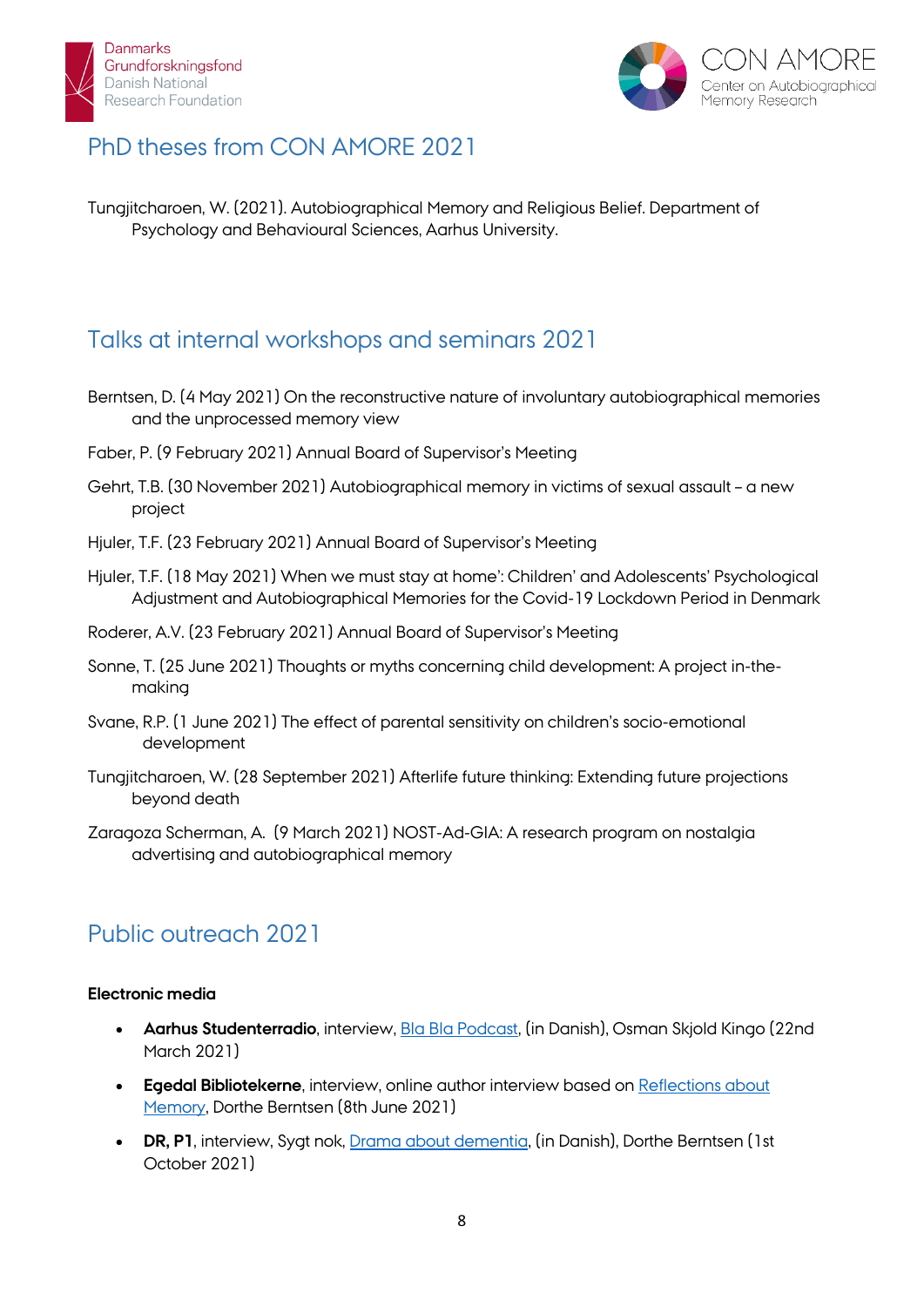## PhD theses from CON AMORE 2021

Tungjitcharoen, W. (2021). Autobiographical Memory and Religious Belief. Department of Psychology and Behavioural Sciences, Aarhus University.

## Talks at internal workshops and seminars 2021

Berntsen, D. (4 May 2021) On the reconstructive nature of involuntary autobiographical memories and the unprocessed memory view

Faber, P. (9 February 2021) Annual Board of Supervisor's Meeting

Gehrt, T.B. (30 November 2021) Autobiographical memory in victims of sexual assault – a new project

Hjuler, T.F. (23 February 2021) Annual Board of Supervisor's Meeting

Hjuler, T.F. (18 May 2021) When we must stay at home': Children' and Adolescents' Psychological Adjustment and Autobiographical Memories for the Covid-19 Lockdown Period in Denmark

Roderer, A.V. (23 February 2021) Annual Board of Supervisor's Meeting

Sonne, T. (25 June 2021) Thoughts or myths concerning child development: A project in-the-making

Svane, R.P. (1 June 2021) The effect of parental sensitivity on children's socio-emotional development

Tungjitcharoen, W. (28 September 2021) Afterlife future thinking: Extending future projections beyond death

Zaragoza Scherman, A. (9 March 2021) NOST-Ad-GIA: A research program on nostalgia advertising and autobiographical memory

## Public outreach 2021

**Electronic media**

- **Aarhus Studenterradio**, interview, Bla Bla Podcast, (in Danish), Osman Skjold Kingo (22nd March 2021)
- **Egedal Bibliotekerne**, interview, online author interview based on Reflections about Memory, Dorthe Berntsen (8th June 2021)
- **DR, P1**, interview, Sygt nok, Drama about dementia, (in Danish), Dorthe Berntsen (1st October 2021)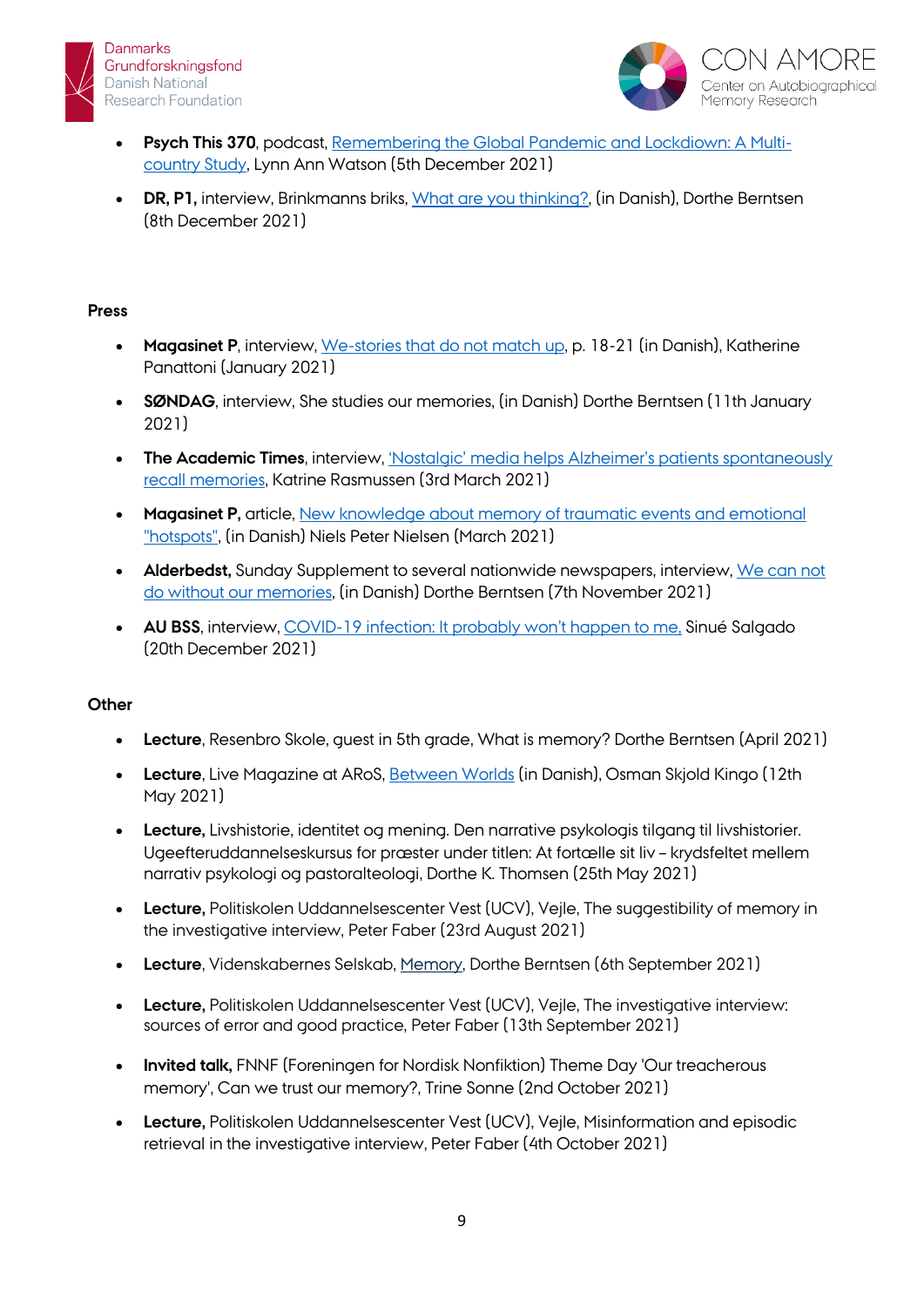- **Psych This 370**, podcast, Remembering the Global Pandemic and Lockdown: A Multi-country Study, Lynn Ann Watson (5th December 2021)
- **DR, P1,** interview, Brinkmanns briks, What are you thinking?, (in Danish), Dorthe Berntsen (8th December 2021)

### Press

- **Magasinet P**, interview, We-stories that do not match up, p. 18-21 (in Danish), Katherine Panattoni (January 2021)
- **SØNDAG**, interview, She studies our memories, (in Danish) Dorthe Berntsen (11th January 2021)
- **The Academic Times**, interview, 'Nostalgic' media helps Alzheimer's patients spontaneously recall memories, Katrine Rasmussen (3rd March 2021)
- **Magasinet P,** article, New knowledge about memory of traumatic events and emotional "hotspots", (in Danish) Niels Peter Nielsen (March 2021)
- **Alderbedst,** Sunday Supplement to several nationwide newspapers, interview, We can not do without our memories, (in Danish) Dorthe Berntsen (7th November 2021)
- **AU BSS**, interview, COVID-19 infection: It probably won't happen to me, Sinué Salgado (20th December 2021)

### Other

- **Lecture**, Resenbro Skole, guest in 5th grade, What is memory? Dorthe Berntsen (April 2021)
- **Lecture**, Live Magazine at ARoS, Between Worlds (in Danish), Osman Skjold Kingo (12th May 2021)
- **Lecture,** Livshistorie, identitet og mening. Den narrative psykologis tilgang til livshistorier. Ugeefteruddannelseskursus for præster under titlen: At fortælle sit liv – krydsfeltet mellem narrativ psykologi og pastoralteologi, Dorthe K. Thomsen (25th May 2021)
- **Lecture,** Politiskolen Uddannelsescenter Vest (UCV), Vejle, The suggestibility of memory in the investigative interview, Peter Faber (23rd August 2021)
- **Lecture**, Videnskabernes Selskab, Memory, Dorthe Berntsen (6th September 2021)
- **Lecture,** Politiskolen Uddannelsescenter Vest (UCV), Vejle, The investigative interview: sources of error and good practice, Peter Faber (13th September 2021)
- **Invited talk,** FNNF (Foreningen for Nordisk Nonfiktion) Theme Day 'Our treacherous memory', Can we trust our memory?, Trine Sonne (2nd October 2021)
- **Lecture,** Politiskolen Uddannelsescenter Vest (UCV), Vejle, Misinformation and episodic retrieval in the investigative interview, Peter Faber (4th October 2021)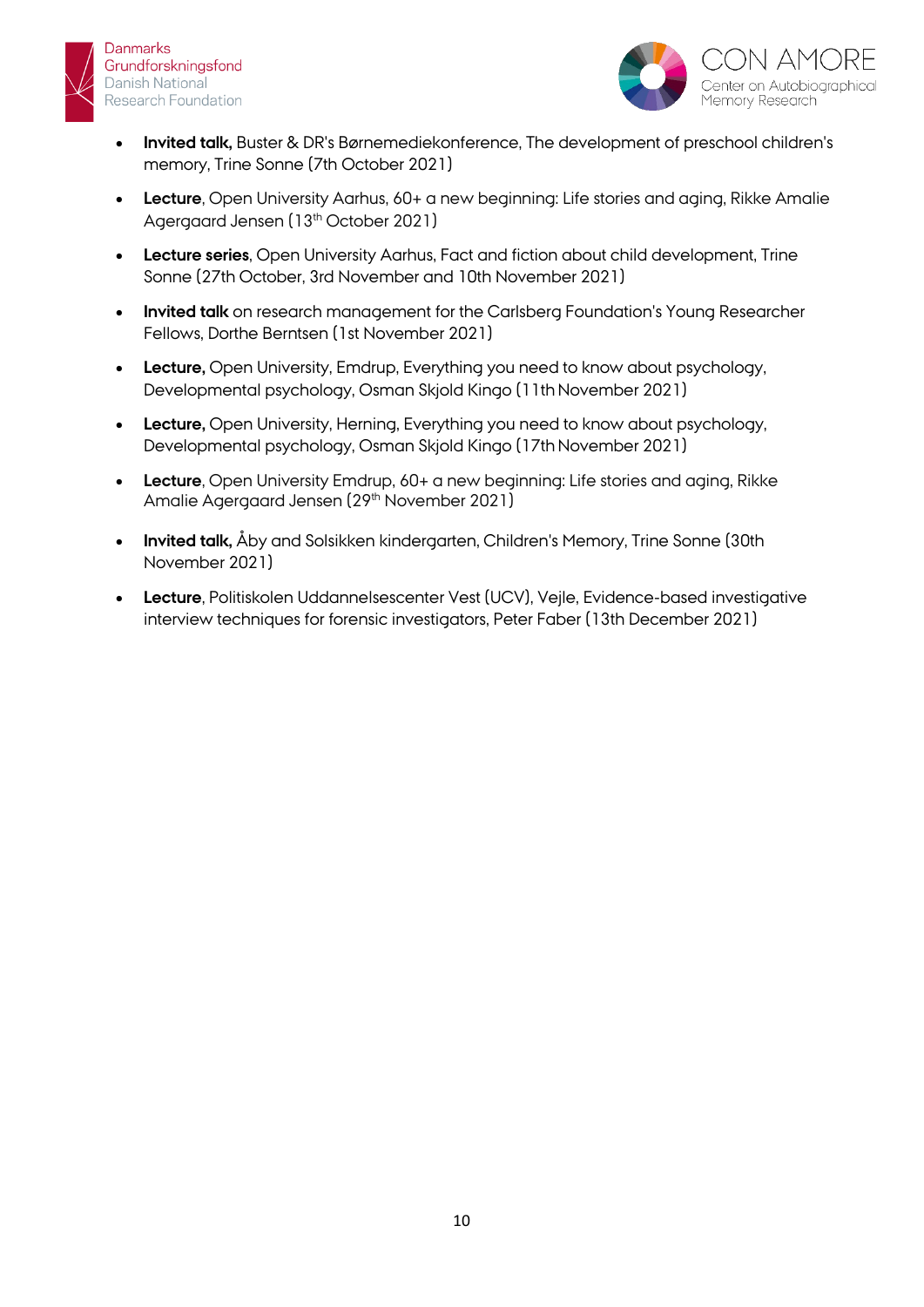- **Invited talk,** Buster & DR's Børnemediekonference, The development of preschool children's memory, Trine Sonne (7th October 2021)
- **Lecture**, Open University Aarhus, 60+ a new beginning: Life stories and aging, Rikke Amalie Agergaard Jensen (13th October 2021)
- **Lecture series**, Open University Aarhus, Fact and fiction about child development, Trine Sonne (27th October, 3rd November and 10th November 2021)
- **Invited talk** on research management for the Carlsberg Foundation's Young Researcher Fellows, Dorthe Berntsen (1st November 2021)
- **Lecture,** Open University, Emdrup, Everything you need to know about psychology, Developmental psychology, Osman Skjold Kingo (11th November 2021)
- **Lecture,** Open University, Herning, Everything you need to know about psychology, Developmental psychology, Osman Skjold Kingo (17th November 2021)
- **Lecture**, Open University Emdrup, 60+ a new beginning: Life stories and aging, Rikke Amalie Agergaard Jensen (29th November 2021)
- **Invited talk,** Åby and Solsikken kindergarten, Children's Memory, Trine Sonne (30th November 2021)
- **Lecture**, Politiskolen Uddannelsescenter Vest (UCV), Vejle, Evidence-based investigative interview techniques for forensic investigators, Peter Faber (13th December 2021)